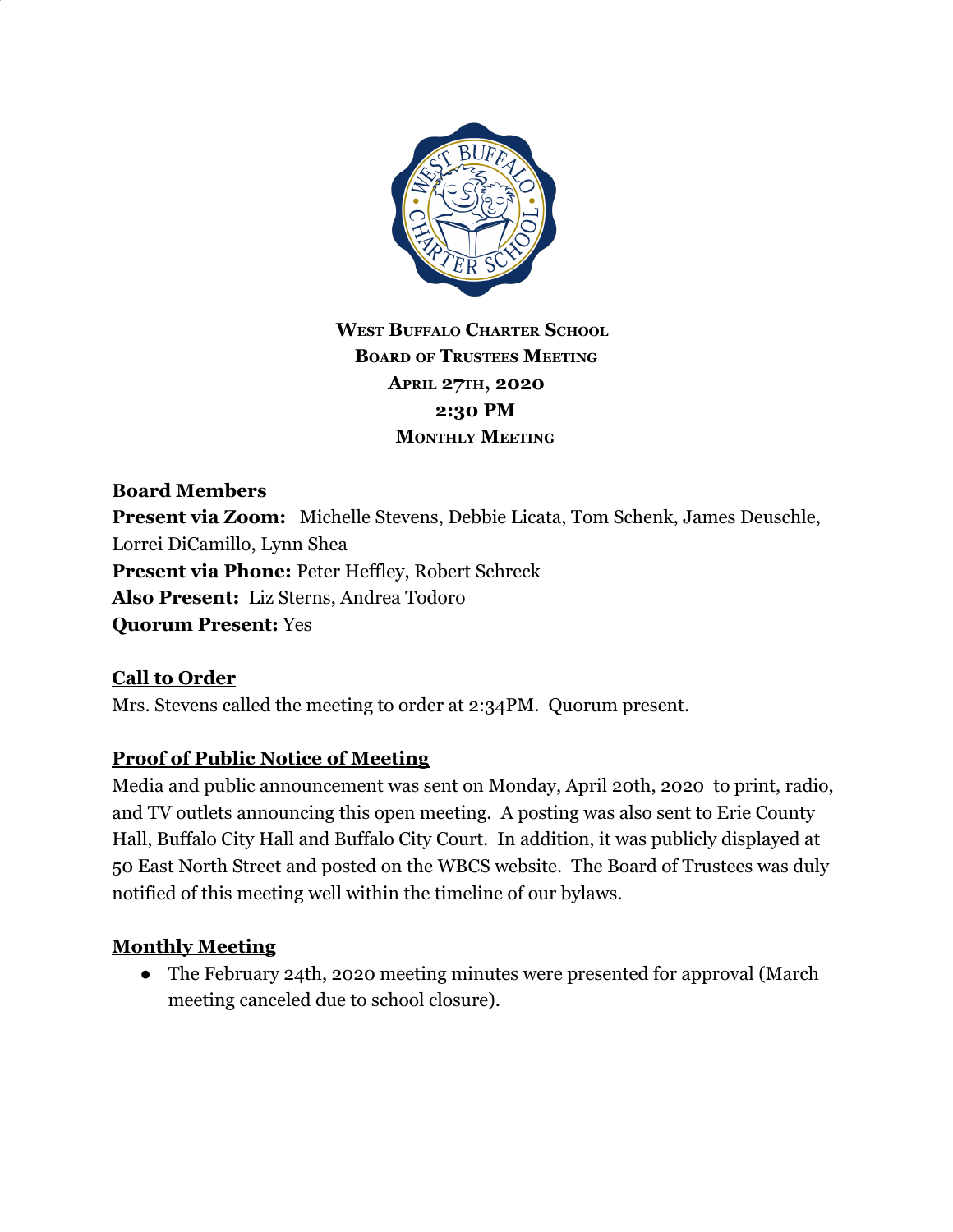**West Buffalo Charter School**
**Board of Trustees Meeting**
**April 27th, 2020**
**2:30 PM**
**Monthly Meeting**

## Board Members

**Present via Zoom:** Michelle Stevens, Debbie Licata, Tom Schenk, James Deuschle, Lorrei DiCamillo, Lynn Shea
**Present via Phone:** Peter Heffley, Robert Schreck
**Also Present:** Liz Sterns, Andrea Todoro
**Quorum Present:** Yes

## Call to Order

Mrs. Stevens called the meeting to order at 2:34PM. Quorum present.

## Proof of Public Notice of Meeting

Media and public announcement was sent on Monday, April 20th, 2020 to print, radio, and TV outlets announcing this open meeting. A posting was also sent to Erie County Hall, Buffalo City Hall and Buffalo City Court. In addition, it was publicly displayed at 50 East North Street and posted on the WBCS website. The Board of Trustees was duly notified of this meeting well within the timeline of our bylaws.

## Monthly Meeting

- The February 24th, 2020 meeting minutes were presented for approval (March meeting canceled due to school closure).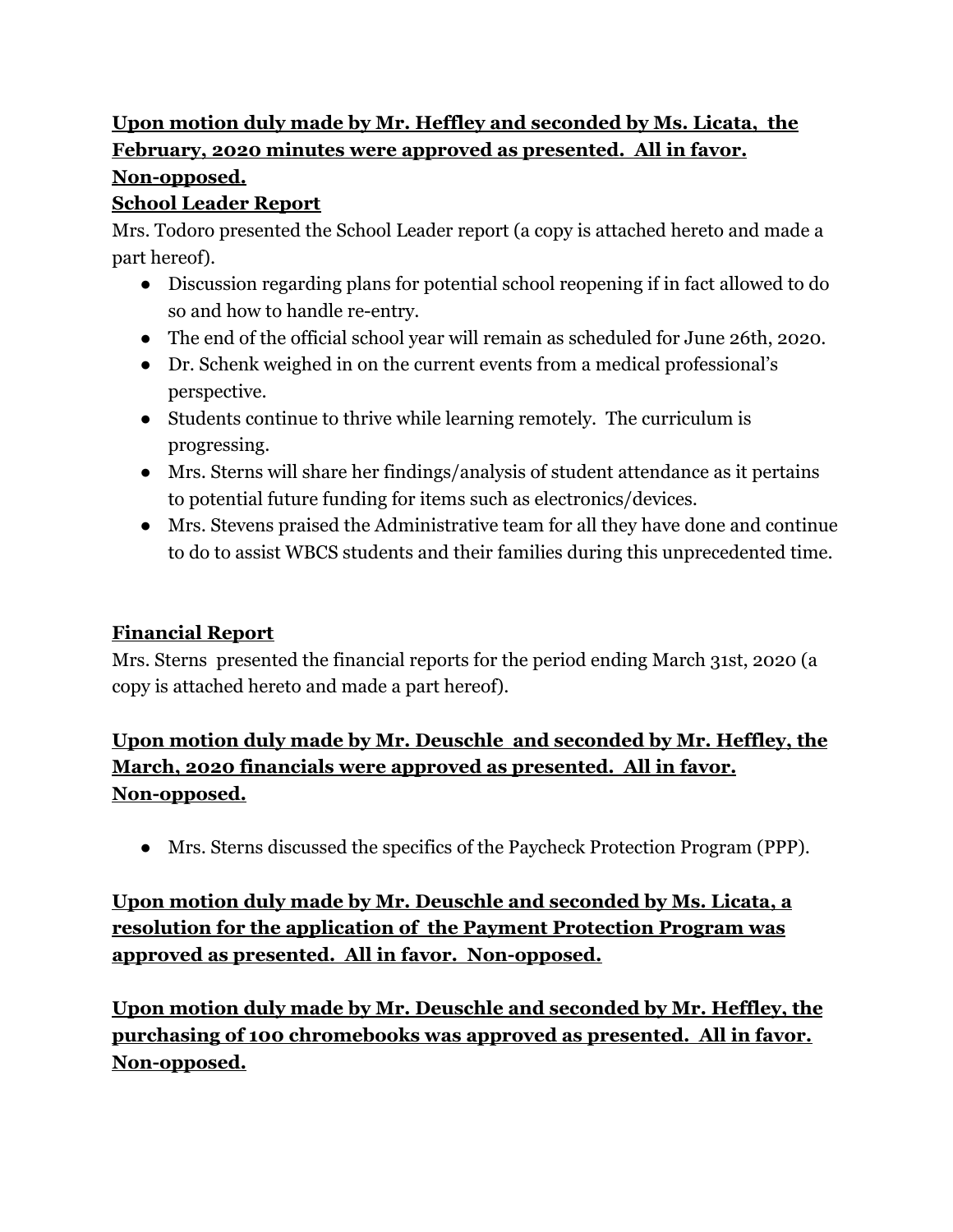**<u>Upon motion duly made by Mr. Heffley and seconded by Ms. Licata, the February, 2020 minutes were approved as presented. All in favor. Non-opposed.</u>**

## <u>School Leader Report</u>

Mrs. Todoro presented the School Leader report (a copy is attached hereto and made a part hereof).

- Discussion regarding plans for potential school reopening if in fact allowed to do so and how to handle re-entry.
- The end of the official school year will remain as scheduled for June 26th, 2020.
- Dr. Schenk weighed in on the current events from a medical professional's perspective.
- Students continue to thrive while learning remotely. The curriculum is progressing.
- Mrs. Sterns will share her findings/analysis of student attendance as it pertains to potential future funding for items such as electronics/devices.
- Mrs. Stevens praised the Administrative team for all they have done and continue to do to assist WBCS students and their families during this unprecedented time.

## <u>Financial Report</u>

Mrs. Sterns presented the financial reports for the period ending March 31st, 2020 (a copy is attached hereto and made a part hereof).

**<u>Upon motion duly made by Mr. Deuschle and seconded by Mr. Heffley, the March, 2020 financials were approved as presented. All in favor. Non-opposed.</u>**

- Mrs. Sterns discussed the specifics of the Paycheck Protection Program (PPP).

**<u>Upon motion duly made by Mr. Deuschle and seconded by Ms. Licata, a resolution for the application of the Payment Protection Program was approved as presented. All in favor. Non-opposed.</u>**

**<u>Upon motion duly made by Mr. Deuschle and seconded by Mr. Heffley, the purchasing of 100 chromebooks was approved as presented. All in favor. Non-opposed.</u>**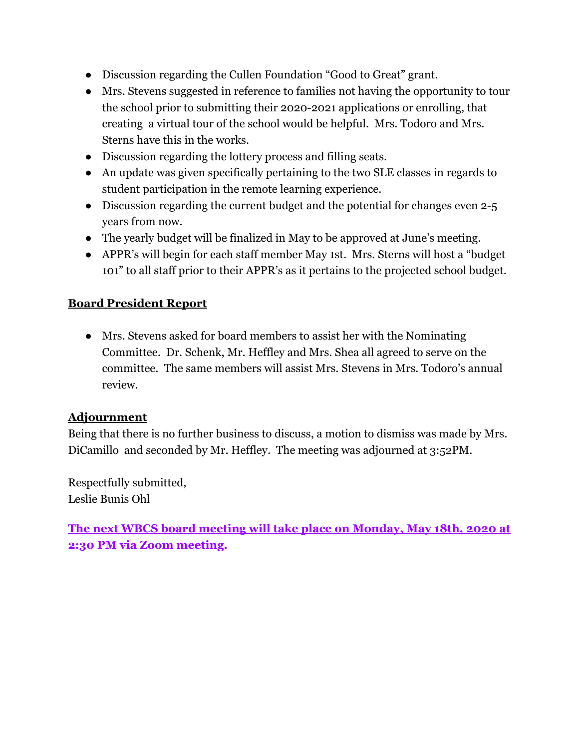- Discussion regarding the Cullen Foundation "Good to Great" grant.
- Mrs. Stevens suggested in reference to families not having the opportunity to tour the school prior to submitting their 2020-2021 applications or enrolling, that creating a virtual tour of the school would be helpful. Mrs. Todoro and Mrs. Sterns have this in the works.
- Discussion regarding the lottery process and filling seats.
- An update was given specifically pertaining to the two SLE classes in regards to student participation in the remote learning experience.
- Discussion regarding the current budget and the potential for changes even 2-5 years from now.
- The yearly budget will be finalized in May to be approved at June's meeting.
- APPR's will begin for each staff member May 1st. Mrs. Sterns will host a "budget 101" to all staff prior to their APPR's as it pertains to the projected school budget.

**Board President Report**

- Mrs. Stevens asked for board members to assist her with the Nominating Committee. Dr. Schenk, Mr. Heffley and Mrs. Shea all agreed to serve on the committee. The same members will assist Mrs. Stevens in Mrs. Todoro's annual review.

**Adjournment**

Being that there is no further business to discuss, a motion to dismiss was made by Mrs. DiCamillo and seconded by Mr. Heffley. The meeting was adjourned at 3:52PM.

Respectfully submitted,
Leslie Bunis Ohl

**The next WBCS board meeting will take place on Monday, May 18th, 2020 at 2:30 PM via Zoom meeting.**